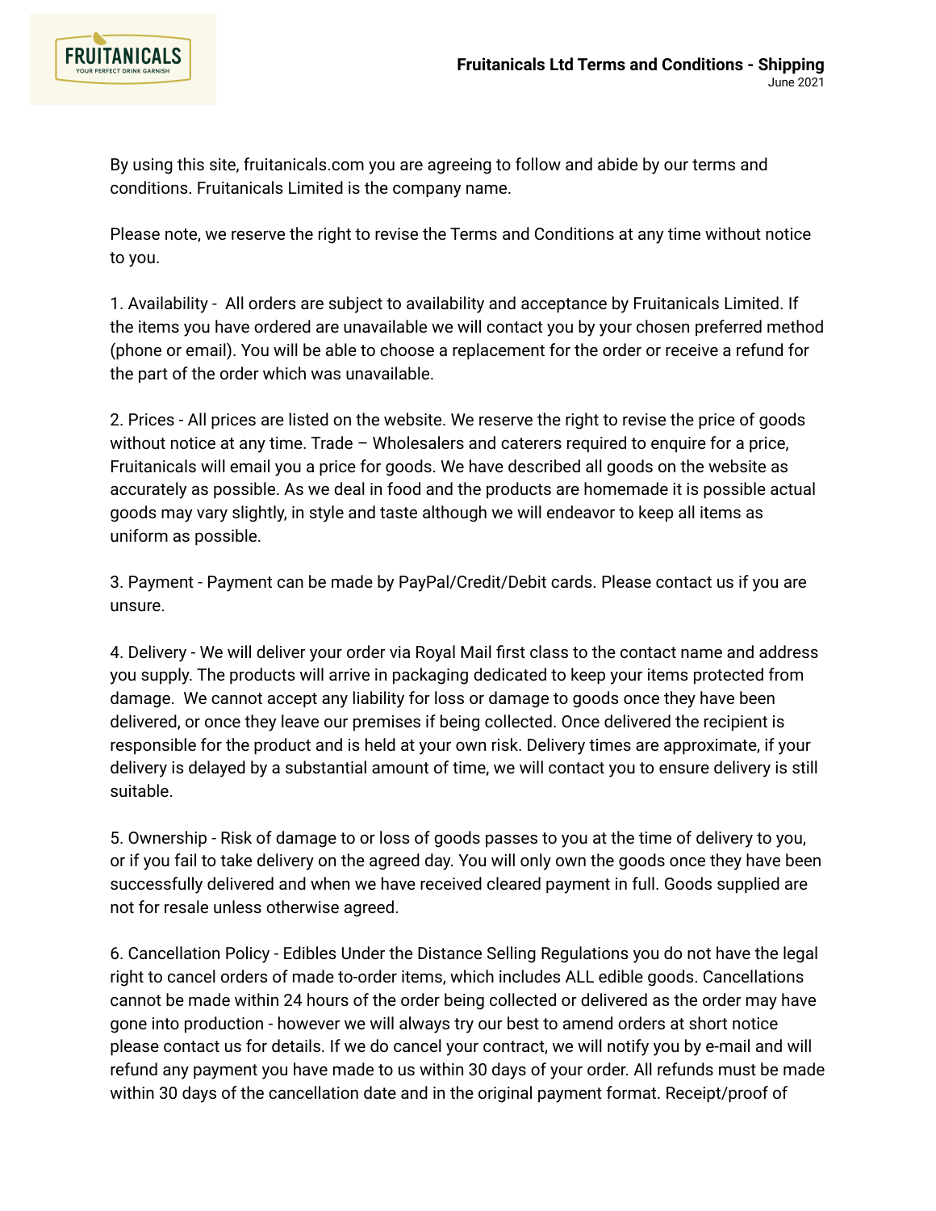# Fruitanicals Ltd Terms and Conditions - Shipping

June 2021

By using this site, fruitanicals.com you are agreeing to follow and abide by our terms and conditions. Fruitanicals Limited is the company name.

Please note, we reserve the right to revise the Terms and Conditions at any time without notice to you.

1. Availability - All orders are subject to availability and acceptance by Fruitanicals Limited. If the items you have ordered are unavailable we will contact you by your chosen preferred method (phone or email). You will be able to choose a replacement for the order or receive a refund for the part of the order which was unavailable.

2. Prices - All prices are listed on the website. We reserve the right to revise the price of goods without notice at any time. Trade – Wholesalers and caterers required to enquire for a price, Fruitanicals will email you a price for goods. We have described all goods on the website as accurately as possible. As we deal in food and the products are homemade it is possible actual goods may vary slightly, in style and taste although we will endeavor to keep all items as uniform as possible.

3. Payment - Payment can be made by PayPal/Credit/Debit cards. Please contact us if you are unsure.

4. Delivery - We will deliver your order via Royal Mail first class to the contact name and address you supply. The products will arrive in packaging dedicated to keep your items protected from damage. We cannot accept any liability for loss or damage to goods once they have been delivered, or once they leave our premises if being collected. Once delivered the recipient is responsible for the product and is held at your own risk. Delivery times are approximate, if your delivery is delayed by a substantial amount of time, we will contact you to ensure delivery is still suitable.

5. Ownership - Risk of damage to or loss of goods passes to you at the time of delivery to you, or if you fail to take delivery on the agreed day. You will only own the goods once they have been successfully delivered and when we have received cleared payment in full. Goods supplied are not for resale unless otherwise agreed.

6. Cancellation Policy - Edibles Under the Distance Selling Regulations you do not have the legal right to cancel orders of made to-order items, which includes ALL edible goods. Cancellations cannot be made within 24 hours of the order being collected or delivered as the order may have gone into production - however we will always try our best to amend orders at short notice please contact us for details. If we do cancel your contract, we will notify you by e-mail and will refund any payment you have made to us within 30 days of your order. All refunds must be made within 30 days of the cancellation date and in the original payment format. Receipt/proof of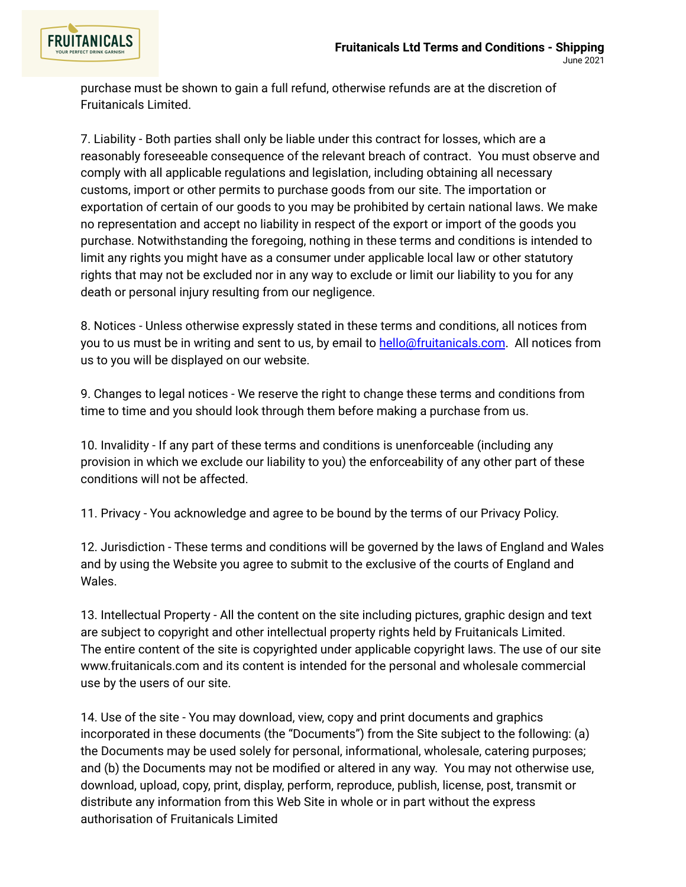purchase must be shown to gain a full refund, otherwise refunds are at the discretion of Fruitanicals Limited.

7. Liability - Both parties shall only be liable under this contract for losses, which are a reasonably foreseeable consequence of the relevant breach of contract. You must observe and comply with all applicable regulations and legislation, including obtaining all necessary customs, import or other permits to purchase goods from our site. The importation or exportation of certain of our goods to you may be prohibited by certain national laws. We make no representation and accept no liability in respect of the export or import of the goods you purchase. Notwithstanding the foregoing, nothing in these terms and conditions is intended to limit any rights you might have as a consumer under applicable local law or other statutory rights that may not be excluded nor in any way to exclude or limit our liability to you for any death or personal injury resulting from our negligence.

8. Notices - Unless otherwise expressly stated in these terms and conditions, all notices from you to us must be in writing and sent to us, by email to hello@fruitanicals.com. All notices from us to you will be displayed on our website.

9. Changes to legal notices - We reserve the right to change these terms and conditions from time to time and you should look through them before making a purchase from us.

10. Invalidity - If any part of these terms and conditions is unenforceable (including any provision in which we exclude our liability to you) the enforceability of any other part of these conditions will not be affected.

11. Privacy - You acknowledge and agree to be bound by the terms of our Privacy Policy.

12. Jurisdiction - These terms and conditions will be governed by the laws of England and Wales and by using the Website you agree to submit to the exclusive of the courts of England and Wales.

13. Intellectual Property - All the content on the site including pictures, graphic design and text are subject to copyright and other intellectual property rights held by Fruitanicals Limited. The entire content of the site is copyrighted under applicable copyright laws. The use of our site www.fruitanicals.com and its content is intended for the personal and wholesale commercial use by the users of our site.

14. Use of the site - You may download, view, copy and print documents and graphics incorporated in these documents (the "Documents") from the Site subject to the following: (a) the Documents may be used solely for personal, informational, wholesale, catering purposes; and (b) the Documents may not be modified or altered in any way. You may not otherwise use, download, upload, copy, print, display, perform, reproduce, publish, license, post, transmit or distribute any information from this Web Site in whole or in part without the express authorisation of Fruitanicals Limited